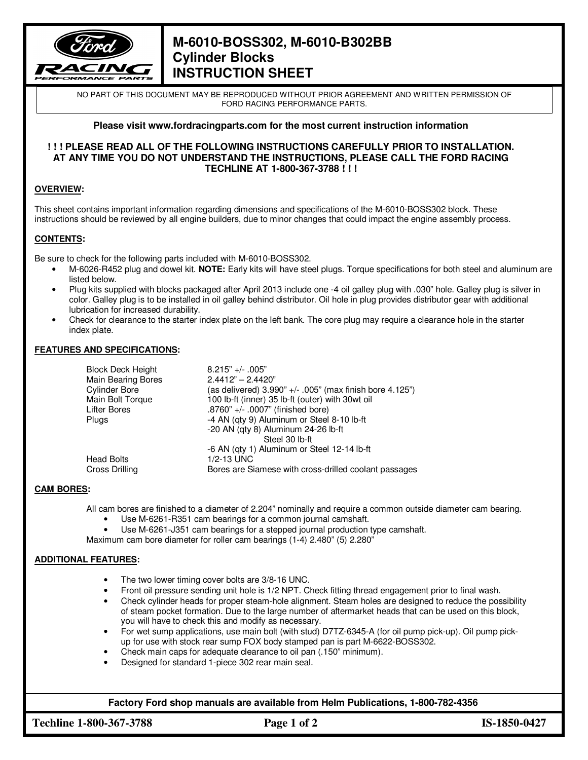# M-6010-BOSS302, M-6010-B302BB Cylinder Blocks INSTRUCTION SHEET

NO PART OF THIS DOCUMENT MAY BE REPRODUCED WITHOUT PRIOR AGREEMENT AND WRITTEN PERMISSION OF FORD RACING PERFORMANCE PARTS.

**Please visit www.fordracingparts.com for the most current instruction information**

**! ! ! PLEASE READ ALL OF THE FOLLOWING INSTRUCTIONS CAREFULLY PRIOR TO INSTALLATION. AT ANY TIME YOU DO NOT UNDERSTAND THE INSTRUCTIONS, PLEASE CALL THE FORD RACING TECHLINE AT 1-800-367-3788 ! ! !**

## OVERVIEW:

This sheet contains important information regarding dimensions and specifications of the M-6010-BOSS302 block. These instructions should be reviewed by all engine builders, due to minor changes that could impact the engine assembly process.

## CONTENTS:

Be sure to check for the following parts included with M-6010-BOSS302.

- M-6026-R452 plug and dowel kit. **NOTE:** Early kits will have steel plugs. Torque specifications for both steel and aluminum are listed below.
- Plug kits supplied with blocks packaged after April 2013 include one -4 oil galley plug with .030" hole. Galley plug is silver in color. Galley plug is to be installed in oil galley behind distributor. Oil hole in plug provides distributor gear with additional lubrication for increased durability.
- Check for clearance to the starter index plate on the left bank. The core plug may require a clearance hole in the starter index plate.

## FEATURES AND SPECIFICATIONS:

| | |
|---|---|
| Block Deck Height | 8.215" +/- .005" |
| Main Bearing Bores | 2.4412" – 2.4420" |
| Cylinder Bore | (as delivered) 3.990" +/- .005" (max finish bore 4.125") |
| Main Bolt Torque | 100 lb-ft (inner) 35 lb-ft (outer) with 30wt oil |
| Lifter Bores | .8760" +/- .0007" (finished bore) |
| Plugs | -4 AN (qty 9) Aluminum or Steel 8-10 lb-ft |
| | -20 AN (qty 8) Aluminum 24-26 lb-ft |
| | Steel 30 lb-ft |
| | -6 AN (qty 1) Aluminum or Steel 12-14 lb-ft |
| Head Bolts | 1/2-13 UNC |
| Cross Drilling | Bores are Siamese with cross-drilled coolant passages |

## CAM BORES:

All cam bores are finished to a diameter of 2.204" nominally and require a common outside diameter cam bearing.

- Use M-6261-R351 cam bearings for a common journal camshaft.
- Use M-6261-J351 cam bearings for a stepped journal production type camshaft.

Maximum cam bore diameter for roller cam bearings (1-4) 2.480" (5) 2.280"

## ADDITIONAL FEATURES:

- The two lower timing cover bolts are 3/8-16 UNC.
- Front oil pressure sending unit hole is 1/2 NPT. Check fitting thread engagement prior to final wash.
- Check cylinder heads for proper steam-hole alignment. Steam holes are designed to reduce the possibility of steam pocket formation. Due to the large number of aftermarket heads that can be used on this block, you will have to check this and modify as necessary.
- For wet sump applications, use main bolt (with stud) D7TZ-6345-A (for oil pump pick-up). Oil pump pick-up for use with stock rear sump FOX body stamped pan is part M-6622-BOSS302.
- Check main caps for adequate clearance to oil pan (.150" minimum).
- Designed for standard 1-piece 302 rear main seal.

**Factory Ford shop manuals are available from Helm Publications, 1-800-782-4356**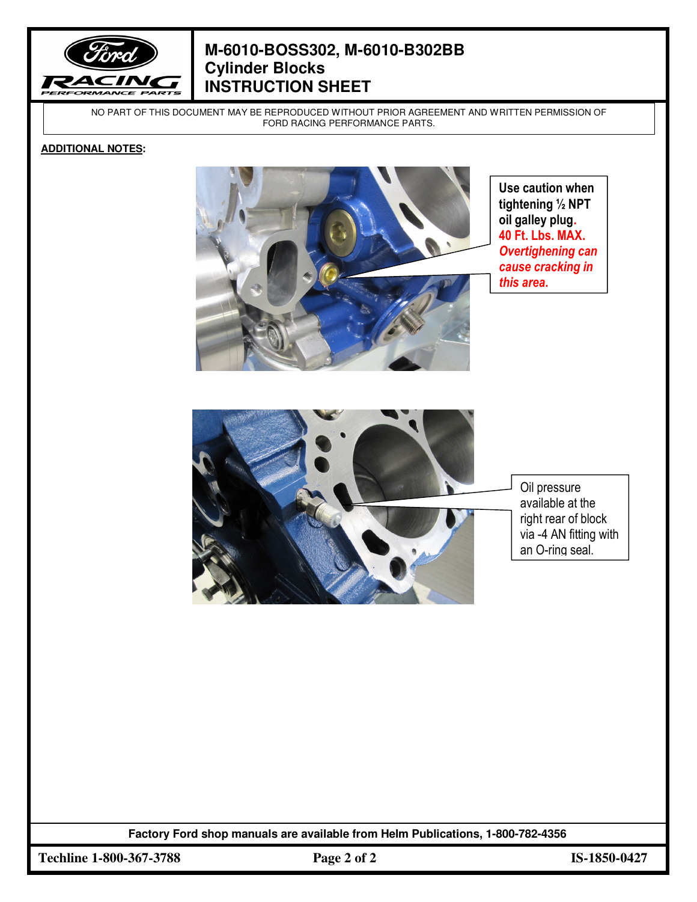NO PART OF THIS DOCUMENT MAY BE REPRODUCED WITHOUT PRIOR AGREEMENT AND WRITTEN PERMISSION OF FORD RACING PERFORMANCE PARTS.

**ADDITIONAL NOTES:**

**Use caution when tightening ½ NPT oil galley plug. 40 Ft. Lbs. MAX.** ***Overtighening can cause cracking in this area.***

Oil pressure available at the right rear of block via -4 AN fitting with an O-ring seal.

**Factory Ford shop manuals are available from Helm Publications, 1-800-782-4356**